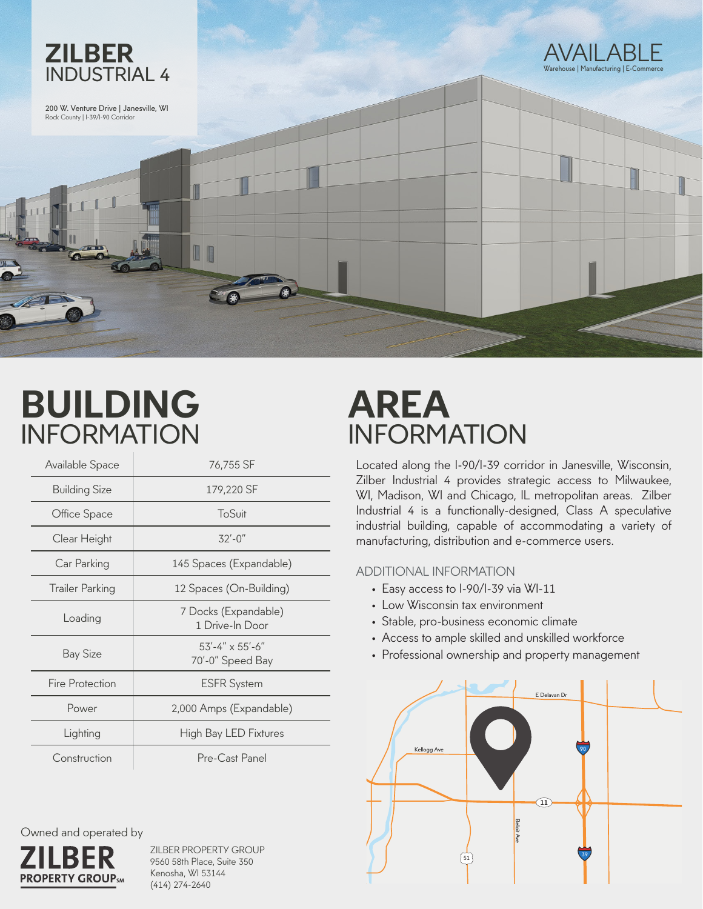# ZILBER INDUSTRIAL 4

200 W. Venture Drive | Janesville, WI
Rock County | I-39/I-90 Corridor

## AVAILABLE

Warehouse | Manufacturing | E-Commerce

## BUILDING INFORMATION

| | |
|---|---|
| Available Space | 76,755 SF |
| Building Size | 179,220 SF |
| Office Space | ToSuit |
| Clear Height | 32'-0" |
| Car Parking | 145 Spaces (Expandable) |
| Trailer Parking | 12 Spaces (On-Building) |
| Loading | 7 Docks (Expandable)<br>1 Drive-In Door |
| Bay Size | 53'-4" x 55'-6"<br>70'-0" Speed Bay |
| Fire Protection | ESFR System |
| Power | 2,000 Amps (Expandable) |
| Lighting | High Bay LED Fixtures |
| Construction | Pre-Cast Panel |

## AREA INFORMATION

Located along the I-90/I-39 corridor in Janesville, Wisconsin, Zilber Industrial 4 provides strategic access to Milwaukee, WI, Madison, WI and Chicago, IL metropolitan areas. Zilber Industrial 4 is a functionally-designed, Class A speculative industrial building, capable of accommodating a variety of manufacturing, distribution and e-commerce users.

### ADDITIONAL INFORMATION

- Easy access to I-90/I-39 via WI-11
- Low Wisconsin tax environment
- Stable, pro-business economic climate
- Access to ample skilled and unskilled workforce
- Professional ownership and property management

E Delavan Dr
Kellogg Ave
90
11
Beloit Ave
51
39

Owned and operated by

**ZILBER PROPERTY GROUP**SM

ZILBER PROPERTY GROUP
9560 58th Place, Suite 350
Kenosha, WI 53144
(414) 274-2640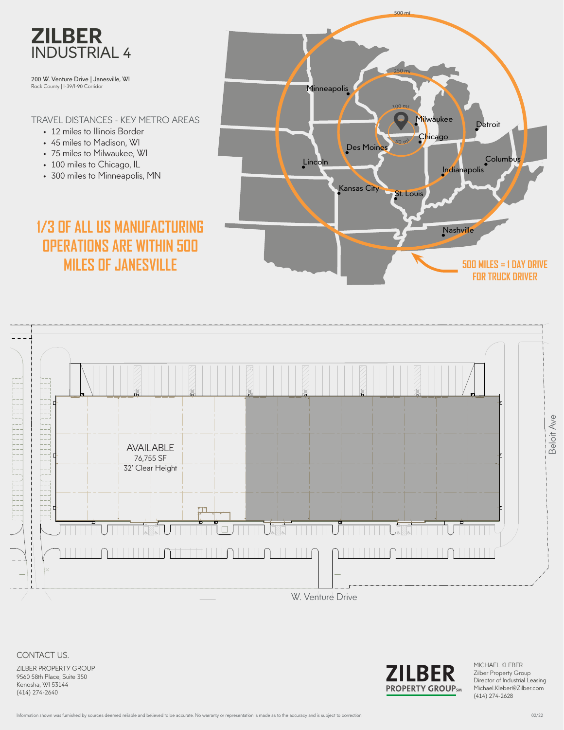# ZILBER
## INDUSTRIAL 4

200 W. Venture Drive | Janesville, WI
Rock County | I-39/I-90 Corridor

### TRAVEL DISTANCES - KEY METRO AREAS

- 12 miles to Illinois Border
- 45 miles to Madison, WI
- 75 miles to Milwaukee, WI
- 100 miles to Chicago, IL
- 300 miles to Minneapolis, MN

**1/3 OF ALL US MANUFACTURING OPERATIONS ARE WITHIN 500 MILES OF JANESVILLE**

500 mi
250 mi
100 mi
50 mi
Minneapolis
Milwaukee
Detroit
Chicago
Des Moines
Lincoln
Columbus
Indianapolis
Kansas City
St. Louis
Nashville

**500 MILES = 1 DAY DRIVE FOR TRUCK DRIVER**

AVAILABLE
76,755 SF
32' Clear Height

Beloit Ave
W. Venture Drive

### CONTACT US.

ZILBER PROPERTY GROUP
9560 58th Place, Suite 350
Kenosha, WI 53144
(414) 274-2640

ZILBER PROPERTY GROUP℠

MICHAEL KLEBER
Zilber Property Group
Director of Industrial Leasing
Michael.Kleber@Zilber.com
(414) 274-2628

Information shown was furnished by sources deemed reliable and believed to be accurate. No warranty or representation is made as to the accuracy and is subject to correction.

02/22